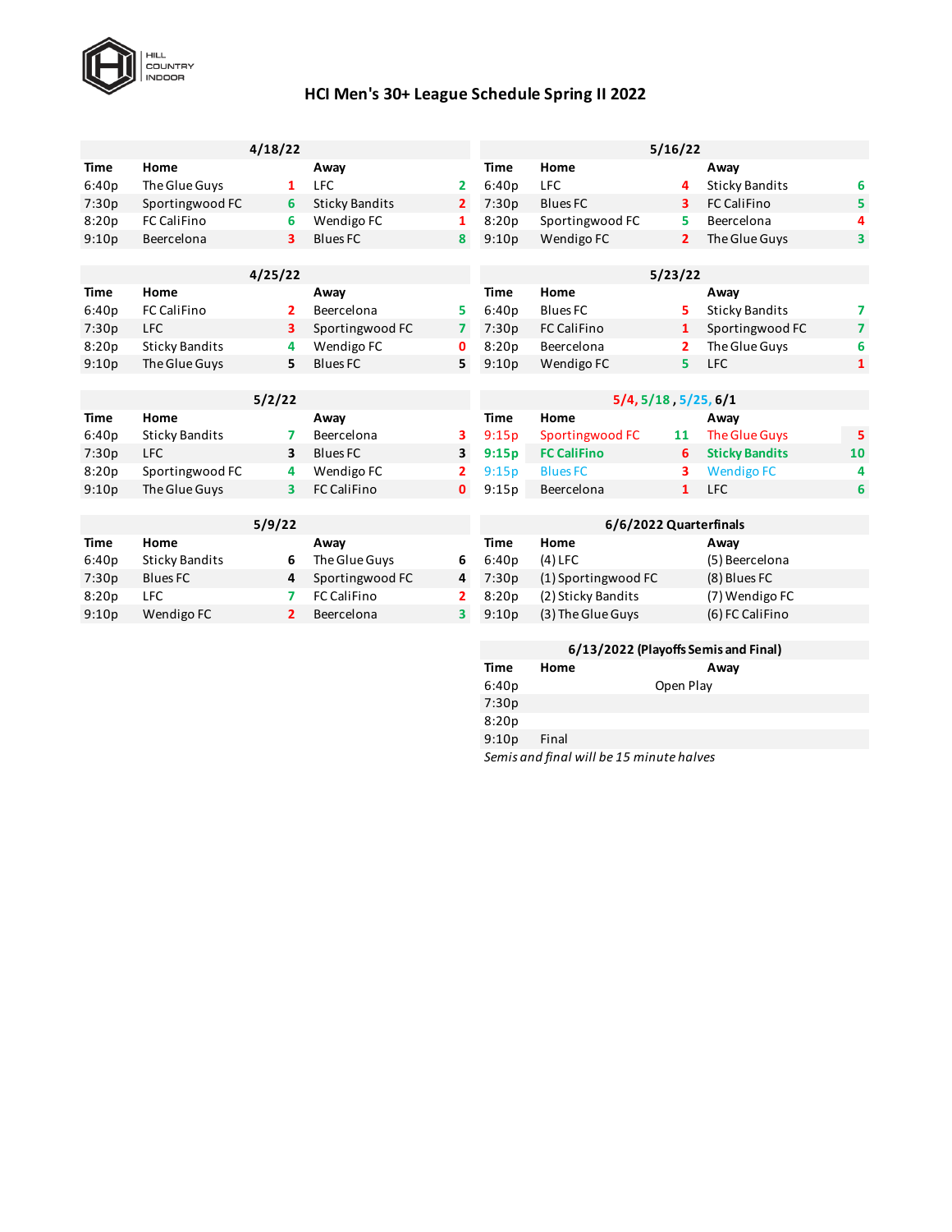HILL COUNTRY INDOOR

# HCI Men's 30+ League Schedule Spring II 2022

### 4/18/22

| Time | Home | | Away | |
|---|---|---|---|---|
| 6:40p | The Glue Guys | 1 | LFC | 2 |
| 7:30p | Sportingwood FC | 6 | Sticky Bandits | 2 |
| 8:20p | FC CaliFino | 6 | Wendigo FC | 1 |
| 9:10p | Beercelona | 3 | Blues FC | 8 |

### 4/25/22

| Time | Home | | Away | |
|---|---|---|---|---|
| 6:40p | FC CaliFino | 2 | Beercelona | 5 |
| 7:30p | LFC | 3 | Sportingwood FC | 7 |
| 8:20p | Sticky Bandits | 4 | Wendigo FC | 0 |
| 9:10p | The Glue Guys | 5 | Blues FC | 5 |

### 5/2/22

| Time | Home | | Away | |
|---|---|---|---|---|
| 6:40p | Sticky Bandits | 7 | Beercelona | 3 |
| 7:30p | LFC | 3 | Blues FC | 3 |
| 8:20p | Sportingwood FC | 4 | Wendigo FC | 2 |
| 9:10p | The Glue Guys | 3 | FC CaliFino | 0 |

### 5/9/22

| Time | Home | | Away | |
|---|---|---|---|---|
| 6:40p | Sticky Bandits | 6 | The Glue Guys | 6 |
| 7:30p | Blues FC | 4 | Sportingwood FC | 4 |
| 8:20p | LFC | 7 | FC CaliFino | 2 |
| 9:10p | Wendigo FC | 2 | Beercelona | 3 |

### 5/16/22

| Time | Home | | Away | |
|---|---|---|---|---|
| 6:40p | LFC | 4 | Sticky Bandits | 6 |
| 7:30p | Blues FC | 3 | FC CaliFino | 5 |
| 8:20p | Sportingwood FC | 5 | Beercelona | 4 |
| 9:10p | Wendigo FC | 2 | The Glue Guys | 3 |

### 5/23/22

| Time | Home | | Away | |
|---|---|---|---|---|
| 6:40p | Blues FC | 5 | Sticky Bandits | 7 |
| 7:30p | FC CaliFino | 1 | Sportingwood FC | 7 |
| 8:20p | Beercelona | 2 | The Glue Guys | 6 |
| 9:10p | Wendigo FC | 5 | LFC | 1 |

### 5/4, 5/18 , 5/25, 6/1

| Time | Home | | Away | |
|---|---|---|---|---|
| 9:15p | Sportingwood FC | 11 | The Glue Guys | 5 |
| 9:15p | FC CaliFino | 6 | Sticky Bandits | 10 |
| 9:15p | Blues FC | 3 | Wendigo FC | 4 |
| 9:15p | Beercelona | 1 | LFC | 6 |

### 6/6/2022 Quarterfinals

| Time | Home | Away |
|---|---|---|
| 6:40p | (4) LFC | (5) Beercelona |
| 7:30p | (1) Sportingwood FC | (8) Blues FC |
| 8:20p | (2) Sticky Bandits | (7) Wendigo FC |
| 9:10p | (3) The Glue Guys | (6) FC CaliFino |

### 6/13/2022 (Playoffs Semis and Final)

| Time | Home | Away |
|---|---|---|
| 6:40p | Open Play | |
| 7:30p | | |
| 8:20p | | |
| 9:10p | Final | |

*Semis and final will be 15 minute halves*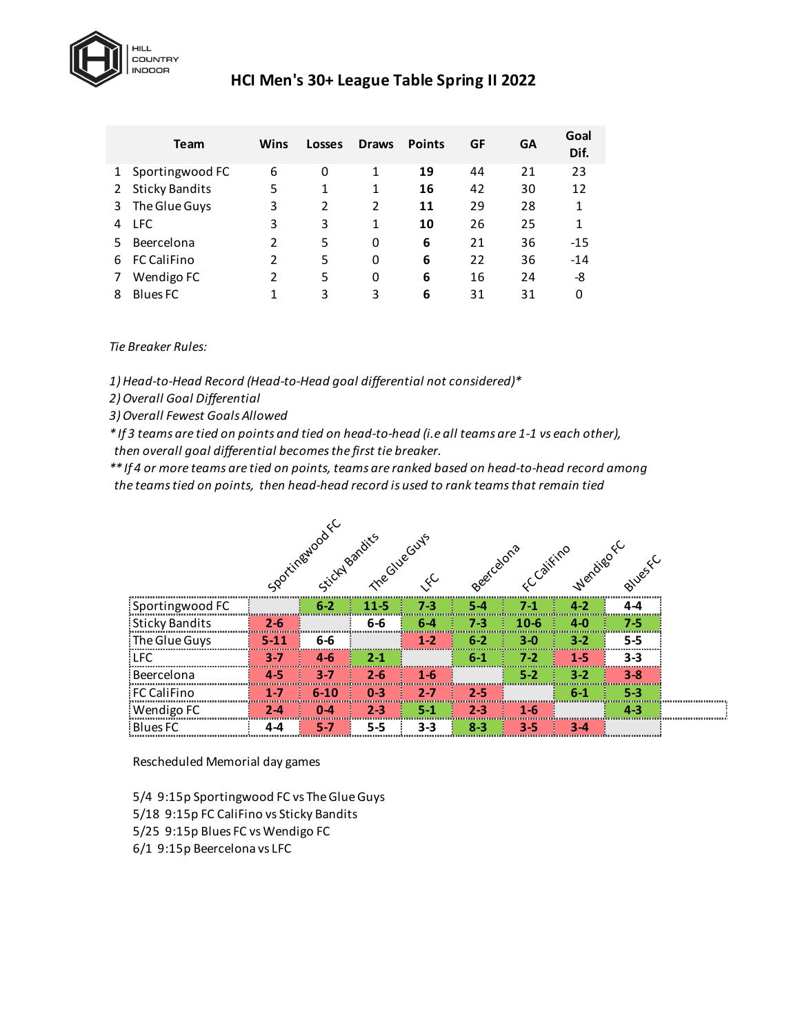HILL COUNTRY INDOOR

# HCI Men's 30+ League Table Spring II 2022

| | Team | Wins | Losses | Draws | Points | GF | GA | Goal Dif. |
|---|---|---|---|---|---|---|---|---|
| 1 | Sportingwood FC | 6 | 0 | 1 | **19** | 44 | 21 | 23 |
| 2 | Sticky Bandits | 5 | 1 | 1 | **16** | 42 | 30 | 12 |
| 3 | The Glue Guys | 3 | 2 | 2 | **11** | 29 | 28 | 1 |
| 4 | LFC | 3 | 3 | 1 | **10** | 26 | 25 | 1 |
| 5 | Beercelona | 2 | 5 | 0 | **6** | 21 | 36 | -15 |
| 6 | FC CaliFino | 2 | 5 | 0 | **6** | 22 | 36 | -14 |
| 7 | Wendigo FC | 2 | 5 | 0 | **6** | 16 | 24 | -8 |
| 8 | Blues FC | 1 | 3 | 3 | **6** | 31 | 31 | 0 |

*Tie Breaker Rules:*

*1) Head-to-Head Record (Head-to-Head goal differential not considered)**
*2) Overall Goal Differential*
*3) Overall Fewest Goals Allowed*
** If 3 teams are tied on points and tied on head-to-head (i.e all teams are 1-1 vs each other), then overall goal differential becomes the first tie breaker.*
*** If 4 or more teams are tied on points, teams are ranked based on head-to-head record among the teams tied on points, then head-head record is used to rank teams that remain tied*

| | Sportingwood FC | Sticky Bandits | The Glue Guys | LFC | Beercelona | FC CaliFino | Wendigo FC | Blues FC |
|---|---|---|---|---|---|---|---|---|
| Sportingwood FC | | 6-2 | 11-5 | 7-3 | 5-4 | 7-1 | 4-2 | 4-4 |
| Sticky Bandits | 2-6 | | 6-6 | 6-4 | 7-3 | 10-6 | 4-0 | 7-5 |
| The Glue Guys | 5-11 | 6-6 | | 1-2 | 6-2 | 3-0 | 3-2 | 5-5 |
| LFC | 3-7 | 4-6 | 2-1 | | 6-1 | 7-2 | 1-5 | 3-3 |
| Beercelona | 4-5 | 3-7 | 2-6 | 1-6 | | 5-2 | 3-2 | 3-8 |
| FC CaliFino | 1-7 | 6-10 | 0-3 | 2-7 | 2-5 | | 6-1 | 5-3 |
| Wendigo FC | 2-4 | 0-4 | 2-3 | 5-1 | 2-3 | 1-6 | | 4-3 |
| Blues FC | 4-4 | 5-7 | 5-5 | 3-3 | 8-3 | 3-5 | 3-4 | |

Rescheduled Memorial day games

5/4 9:15p Sportingwood FC vs The Glue Guys
5/18 9:15p FC CaliFino vs Sticky Bandits
5/25 9:15p Blues FC vs Wendigo FC
6/1 9:15p Beercelona vs LFC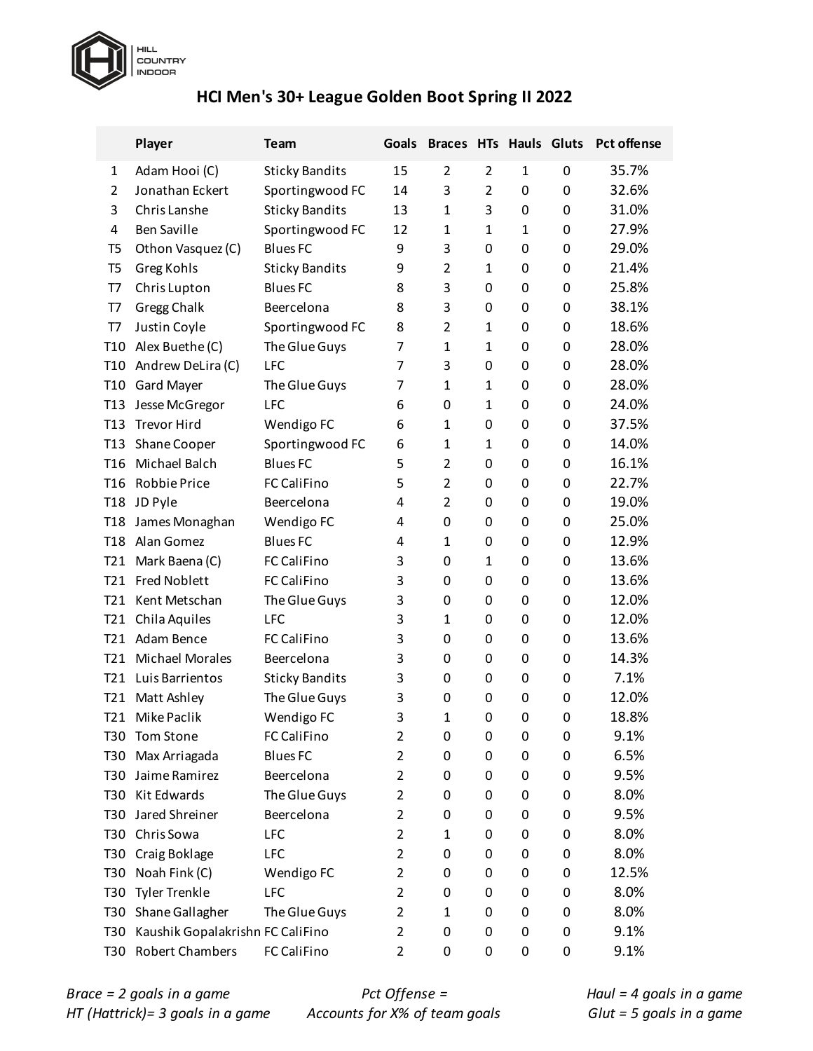HILL COUNTRY INDOOR

# HCI Men's 30+ League Golden Boot Spring II 2022

| | Player | Team | Goals | Braces | HTs | Hauls | Gluts | Pct offense |
|---|---|---|---|---|---|---|---|---|
| 1 | Adam Hooi (C) | Sticky Bandits | 15 | 2 | 2 | 1 | 0 | 35.7% |
| 2 | Jonathan Eckert | Sportingwood FC | 14 | 3 | 2 | 0 | 0 | 32.6% |
| 3 | Chris Lanshe | Sticky Bandits | 13 | 1 | 3 | 0 | 0 | 31.0% |
| 4 | Ben Saville | Sportingwood FC | 12 | 1 | 1 | 1 | 0 | 27.9% |
| T5 | Othon Vasquez (C) | Blues FC | 9 | 3 | 0 | 0 | 0 | 29.0% |
| T5 | Greg Kohls | Sticky Bandits | 9 | 2 | 1 | 0 | 0 | 21.4% |
| T7 | Chris Lupton | Blues FC | 8 | 3 | 0 | 0 | 0 | 25.8% |
| T7 | Gregg Chalk | Beercelona | 8 | 3 | 0 | 0 | 0 | 38.1% |
| T7 | Justin Coyle | Sportingwood FC | 8 | 2 | 1 | 0 | 0 | 18.6% |
| T10 | Alex Buethe (C) | The Glue Guys | 7 | 1 | 1 | 0 | 0 | 28.0% |
| T10 | Andrew DeLira (C) | LFC | 7 | 3 | 0 | 0 | 0 | 28.0% |
| T10 | Gard Mayer | The Glue Guys | 7 | 1 | 1 | 0 | 0 | 28.0% |
| T13 | Jesse McGregor | LFC | 6 | 0 | 1 | 0 | 0 | 24.0% |
| T13 | Trevor Hird | Wendigo FC | 6 | 1 | 0 | 0 | 0 | 37.5% |
| T13 | Shane Cooper | Sportingwood FC | 6 | 1 | 1 | 0 | 0 | 14.0% |
| T16 | Michael Balch | Blues FC | 5 | 2 | 0 | 0 | 0 | 16.1% |
| T16 | Robbie Price | FC CaliFino | 5 | 2 | 0 | 0 | 0 | 22.7% |
| T18 | JD Pyle | Beercelona | 4 | 2 | 0 | 0 | 0 | 19.0% |
| T18 | James Monaghan | Wendigo FC | 4 | 0 | 0 | 0 | 0 | 25.0% |
| T18 | Alan Gomez | Blues FC | 4 | 1 | 0 | 0 | 0 | 12.9% |
| T21 | Mark Baena (C) | FC CaliFino | 3 | 0 | 1 | 0 | 0 | 13.6% |
| T21 | Fred Noblett | FC CaliFino | 3 | 0 | 0 | 0 | 0 | 13.6% |
| T21 | Kent Metschan | The Glue Guys | 3 | 0 | 0 | 0 | 0 | 12.0% |
| T21 | Chila Aquiles | LFC | 3 | 1 | 0 | 0 | 0 | 12.0% |
| T21 | Adam Bence | FC CaliFino | 3 | 0 | 0 | 0 | 0 | 13.6% |
| T21 | Michael Morales | Beercelona | 3 | 0 | 0 | 0 | 0 | 14.3% |
| T21 | Luis Barrientos | Sticky Bandits | 3 | 0 | 0 | 0 | 0 | 7.1% |
| T21 | Matt Ashley | The Glue Guys | 3 | 0 | 0 | 0 | 0 | 12.0% |
| T21 | Mike Paclik | Wendigo FC | 3 | 1 | 0 | 0 | 0 | 18.8% |
| T30 | Tom Stone | FC CaliFino | 2 | 0 | 0 | 0 | 0 | 9.1% |
| T30 | Max Arriagada | Blues FC | 2 | 0 | 0 | 0 | 0 | 6.5% |
| T30 | Jaime Ramirez | Beercelona | 2 | 0 | 0 | 0 | 0 | 9.5% |
| T30 | Kit Edwards | The Glue Guys | 2 | 0 | 0 | 0 | 0 | 8.0% |
| T30 | Jared Shreiner | Beercelona | 2 | 0 | 0 | 0 | 0 | 9.5% |
| T30 | Chris Sowa | LFC | 2 | 1 | 0 | 0 | 0 | 8.0% |
| T30 | Craig Boklage | LFC | 2 | 0 | 0 | 0 | 0 | 8.0% |
| T30 | Noah Fink (C) | Wendigo FC | 2 | 0 | 0 | 0 | 0 | 12.5% |
| T30 | Tyler Trenkle | LFC | 2 | 0 | 0 | 0 | 0 | 8.0% |
| T30 | Shane Gallagher | The Glue Guys | 2 | 1 | 0 | 0 | 0 | 8.0% |
| T30 | Kaushik Gopalakrishn | FC CaliFino | 2 | 0 | 0 | 0 | 0 | 9.1% |
| T30 | Robert Chambers | FC CaliFino | 2 | 0 | 0 | 0 | 0 | 9.1% |

*Brace = 2 goals in a game*
*HT (Hattrick)= 3 goals in a game*

*Pct Offense =*
*Accounts for X% of team goals*

*Haul = 4 goals in a game*
*Glut = 5 goals in a game*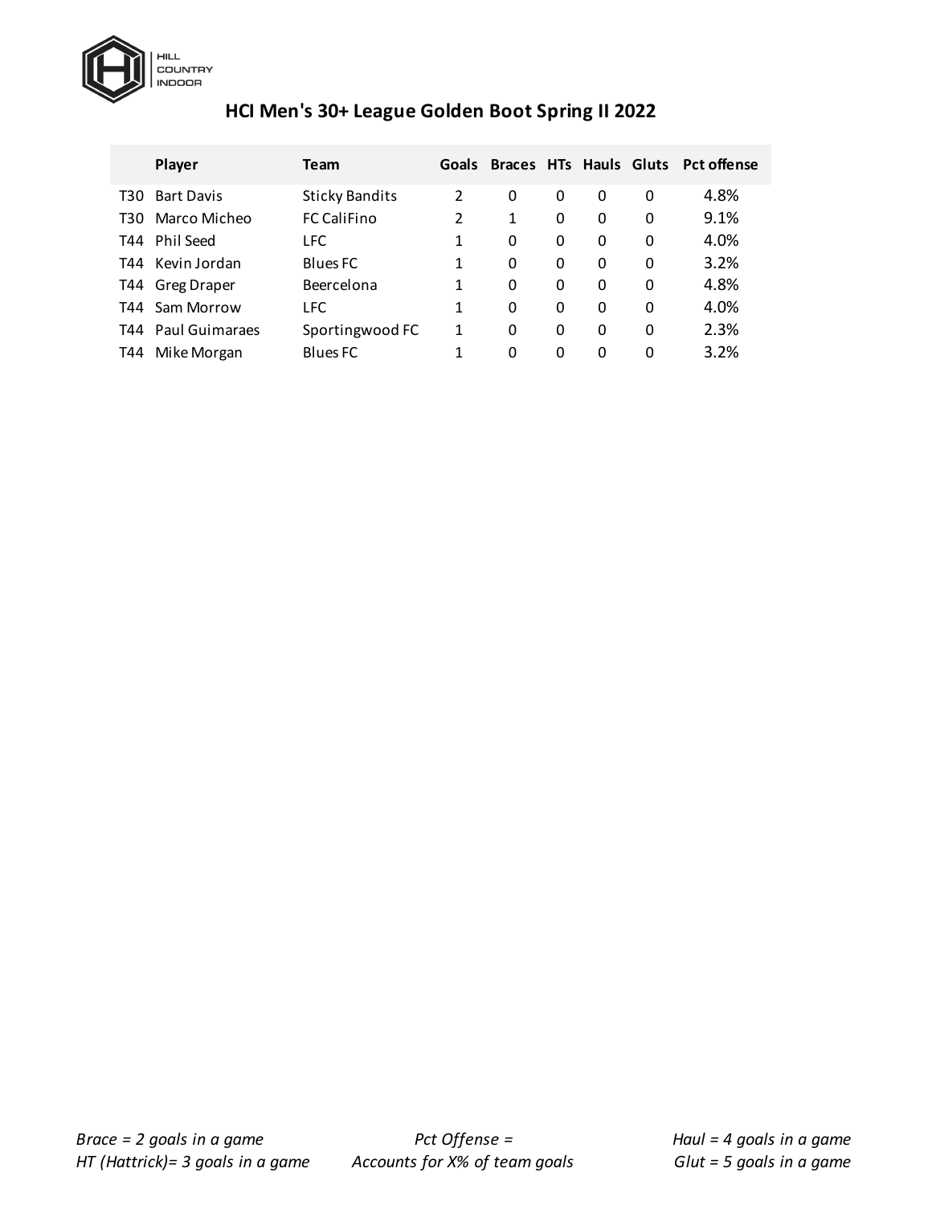HILL COUNTRY INDOOR

# HCI Men's 30+ League Golden Boot Spring II 2022

| | Player | Team | Goals | Braces | HTs | Hauls | Gluts | Pct offense |
|---|---|---|---|---|---|---|---|---|
| T30 | Bart Davis | Sticky Bandits | 2 | 0 | 0 | 0 | 0 | 4.8% |
| T30 | Marco Micheo | FC CaliFino | 2 | 1 | 0 | 0 | 0 | 9.1% |
| T44 | Phil Seed | LFC | 1 | 0 | 0 | 0 | 0 | 4.0% |
| T44 | Kevin Jordan | Blues FC | 1 | 0 | 0 | 0 | 0 | 3.2% |
| T44 | Greg Draper | Beercelona | 1 | 0 | 0 | 0 | 0 | 4.8% |
| T44 | Sam Morrow | LFC | 1 | 0 | 0 | 0 | 0 | 4.0% |
| T44 | Paul Guimaraes | Sportingwood FC | 1 | 0 | 0 | 0 | 0 | 2.3% |
| T44 | Mike Morgan | Blues FC | 1 | 0 | 0 | 0 | 0 | 3.2% |

*Brace = 2 goals in a game*
*HT (Hattrick)= 3 goals in a game*

*Pct Offense = Accounts for X% of team goals*

*Haul = 4 goals in a game*
*Glut = 5 goals in a game*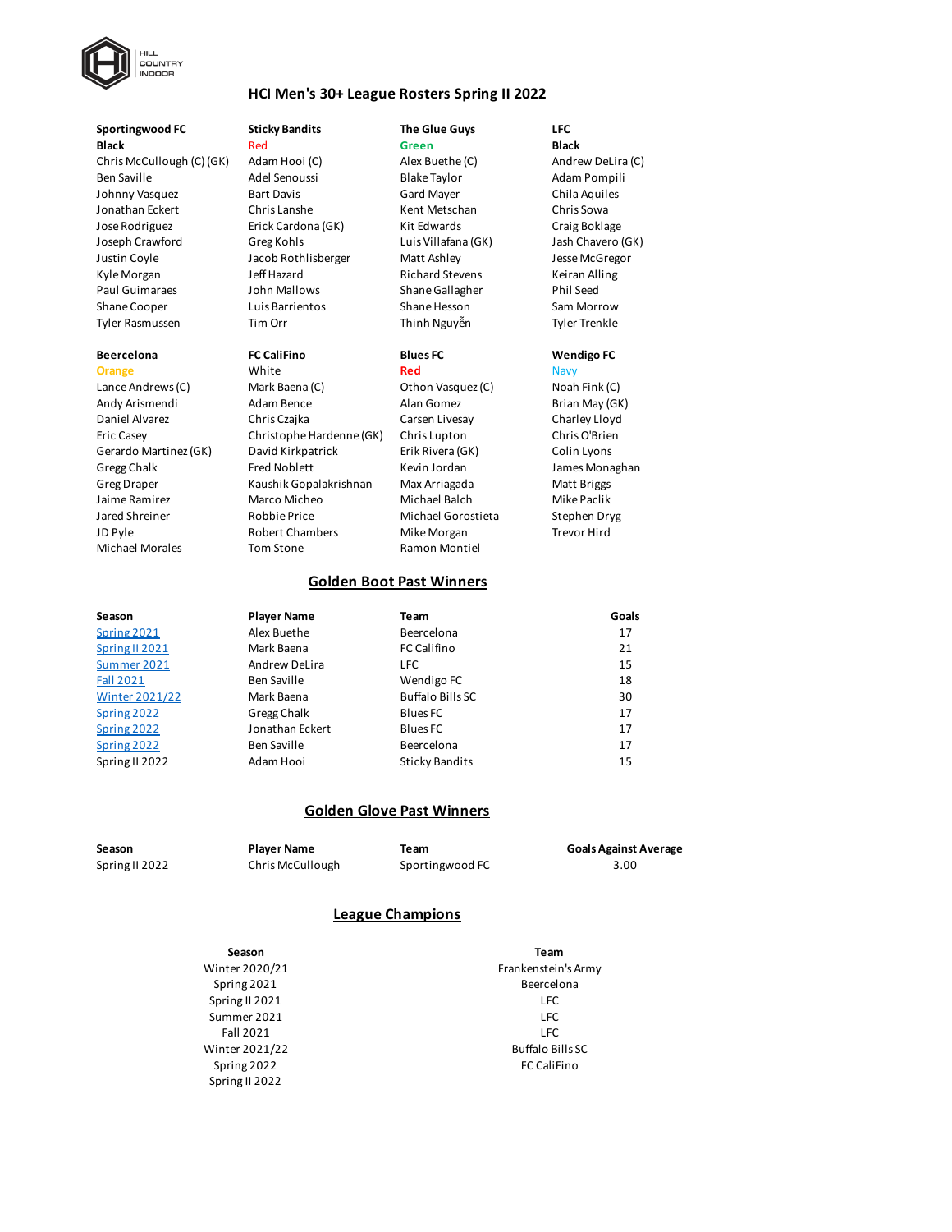HILL COUNTRY INDOOR

# HCI Men's 30+ League Rosters Spring II 2022

| Sportingwood FC | Sticky Bandits | The Glue Guys | LFC |
|---|---|---|---|
| Black | Red | Green | Black |
| Chris McCullough (C) (GK) | Adam Hooi (C) | Alex Buethe (C) | Andrew DeLira (C) |
| Ben Saville | Adel Senoussi | Blake Taylor | Adam Pompili |
| Johnny Vasquez | Bart Davis | Gard Mayer | Chila Aquiles |
| Jonathan Eckert | Chris Lanshe | Kent Metschan | Chris Sowa |
| Jose Rodriguez | Erick Cardona (GK) | Kit Edwards | Craig Boklage |
| Joseph Crawford | Greg Kohls | Luis Villafana (GK) | Jash Chavero (GK) |
| Justin Coyle | Jacob Rothlisberger | Matt Ashley | Jesse McGregor |
| Kyle Morgan | Jeff Hazard | Richard Stevens | Keiran Alling |
| Paul Guimaraes | John Mallows | Shane Gallagher | Phil Seed |
| Shane Cooper | Luis Barrientos | Shane Hesson | Sam Morrow |
| Tyler Rasmussen | Tim Orr | Thinh Nguyễn | Tyler Trenkle |

| Beercelona | FC CaliFino | Blues FC | Wendigo FC |
|---|---|---|---|
| Orange | White | Red | Navy |
| Lance Andrews (C) | Mark Baena (C) | Othon Vasquez (C) | Noah Fink (C) |
| Andy Arismendi | Adam Bence | Alan Gomez | Brian May (GK) |
| Daniel Alvarez | Chris Czajka | Carsen Livesay | Charley Lloyd |
| Eric Casey | Christophe Hardenne (GK) | Chris Lupton | Chris O'Brien |
| Gerardo Martinez (GK) | David Kirkpatrick | Erik Rivera (GK) | Colin Lyons |
| Gregg Chalk | Fred Noblett | Kevin Jordan | James Monaghan |
| Greg Draper | Kaushik Gopalakrishnan | Max Arriagada | Matt Briggs |
| Jaime Ramirez | Marco Micheo | Michael Balch | Mike Paclik |
| Jared Shreiner | Robbie Price | Michael Gorostieta | Stephen Dryg |
| JD Pyle | Robert Chambers | Mike Morgan | Trevor Hird |
| Michael Morales | Tom Stone | Ramon Montiel | |

## Golden Boot Past Winners

| Season | Player Name | Team | Goals |
|---|---|---|---|
| Spring 2021 | Alex Buethe | Beercelona | 17 |
| Spring II 2021 | Mark Baena | FC Califino | 21 |
| Summer 2021 | Andrew DeLira | LFC | 15 |
| Fall 2021 | Ben Saville | Wendigo FC | 18 |
| Winter 2021/22 | Mark Baena | Buffalo Bills SC | 30 |
| Spring 2022 | Gregg Chalk | Blues FC | 17 |
| Spring 2022 | Jonathan Eckert | Blues FC | 17 |
| Spring 2022 | Ben Saville | Beercelona | 17 |
| Spring II 2022 | Adam Hooi | Sticky Bandits | 15 |

## Golden Glove Past Winners

| Season | Player Name | Team | Goals Against Average |
|---|---|---|---|
| Spring II 2022 | Chris McCullough | Sportingwood FC | 3.00 |

## League Champions

| Season | Team |
|---|---|
| Winter 2020/21 | Frankenstein's Army |
| Spring 2021 | Beercelona |
| Spring II 2021 | LFC |
| Summer 2021 | LFC |
| Fall 2021 | LFC |
| Winter 2021/22 | Buffalo Bills SC |
| Spring 2022 | FC CaliFino |
| Spring II 2022 | |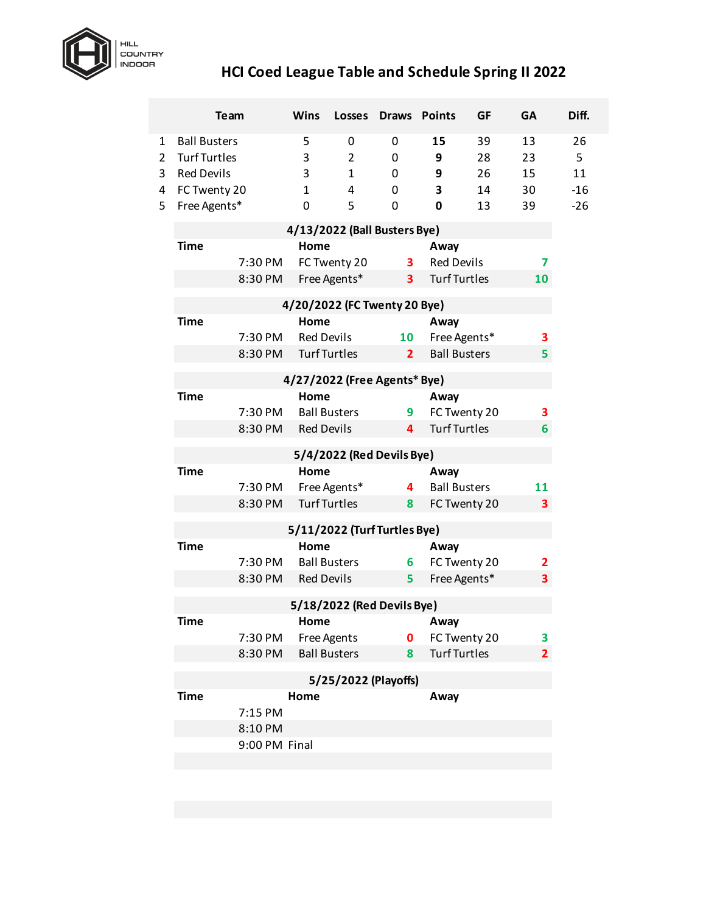HILL COUNTRY INDOOR

# HCI Coed League Table and Schedule Spring II 2022

| | Team | Wins | Losses | Draws | Points | GF | GA | Diff. |
|---|---|---|---|---|---|---|---|---|
| 1 | Ball Busters | 5 | 0 | 0 | **15** | 39 | 13 | 26 |
| 2 | Turf Turtles | 3 | 2 | 0 | **9** | 28 | 23 | 5 |
| 3 | Red Devils | 3 | 1 | 0 | **9** | 26 | 15 | 11 |
| 4 | FC Twenty 20 | 1 | 4 | 0 | **3** | 14 | 30 | -16 |
| 5 | Free Agents* | 0 | 5 | 0 | **0** | 13 | 39 | -26 |

### 4/13/2022 (Ball Busters Bye)

| Time | Home | | Away | |
|---|---|---|---|---|
| 7:30 PM | FC Twenty 20 | 3 | Red Devils | 7 |
| 8:30 PM | Free Agents* | 3 | Turf Turtles | 10 |

### 4/20/2022 (FC Twenty 20 Bye)

| Time | Home | | Away | |
|---|---|---|---|---|
| 7:30 PM | Red Devils | 10 | Free Agents* | 3 |
| 8:30 PM | Turf Turtles | 2 | Ball Busters | 5 |

### 4/27/2022 (Free Agents* Bye)

| Time | Home | | Away | |
|---|---|---|---|---|
| 7:30 PM | Ball Busters | 9 | FC Twenty 20 | 3 |
| 8:30 PM | Red Devils | 4 | Turf Turtles | 6 |

### 5/4/2022 (Red Devils Bye)

| Time | Home | | Away | |
|---|---|---|---|---|
| 7:30 PM | Free Agents* | 4 | Ball Busters | 11 |
| 8:30 PM | Turf Turtles | 8 | FC Twenty 20 | 3 |

### 5/11/2022 (Turf Turtles Bye)

| Time | Home | | Away | |
|---|---|---|---|---|
| 7:30 PM | Ball Busters | 6 | FC Twenty 20 | 2 |
| 8:30 PM | Red Devils | 5 | Free Agents* | 3 |

### 5/18/2022 (Red Devils Bye)

| Time | Home | | Away | |
|---|---|---|---|---|
| 7:30 PM | Free Agents | 0 | FC Twenty 20 | 3 |
| 8:30 PM | Ball Busters | 8 | Turf Turtles | 2 |

### 5/25/2022 (Playoffs)

| Time | Home | Away |
|---|---|---|
| 7:15 PM | | |
| 8:10 PM | | |
| 9:00 PM | Final | |